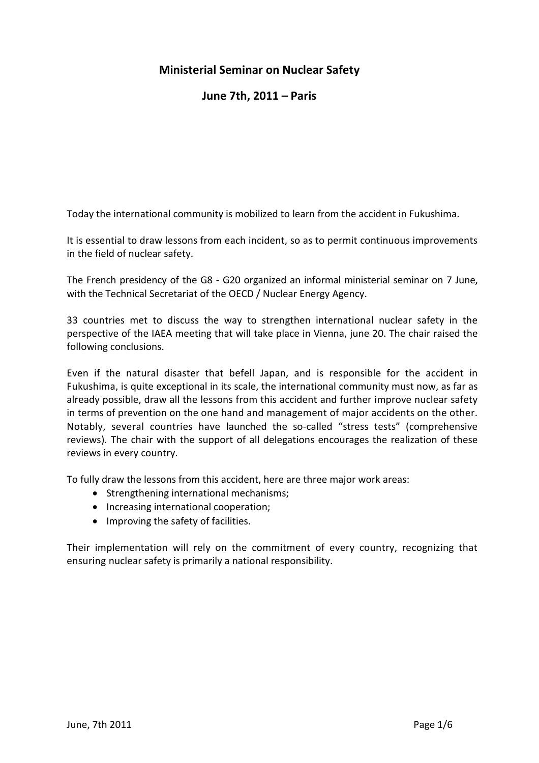# Ministerial Seminar on Nuclear Safety

## June 7th, 2011 – Paris

Today the international community is mobilized to learn from the accident in Fukushima.

It is essential to draw lessons from each incident, so as to permit continuous improvements in the field of nuclear safety.

The French presidency of the G8 - G20 organized an informal ministerial seminar on 7 June, with the Technical Secretariat of the OECD / Nuclear Energy Agency.

33 countries met to discuss the way to strengthen international nuclear safety in the perspective of the IAEA meeting that will take place in Vienna, june 20. The chair raised the following conclusions.

Even if the natural disaster that befell Japan, and is responsible for the accident in Fukushima, is quite exceptional in its scale, the international community must now, as far as already possible, draw all the lessons from this accident and further improve nuclear safety in terms of prevention on the one hand and management of major accidents on the other. Notably, several countries have launched the so-called "stress tests" (comprehensive reviews). The chair with the support of all delegations encourages the realization of these reviews in every country.

To fully draw the lessons from this accident, here are three major work areas:

- Strengthening international mechanisms;
- Increasing international cooperation;
- Improving the safety of facilities.

Their implementation will rely on the commitment of every country, recognizing that ensuring nuclear safety is primarily a national responsibility.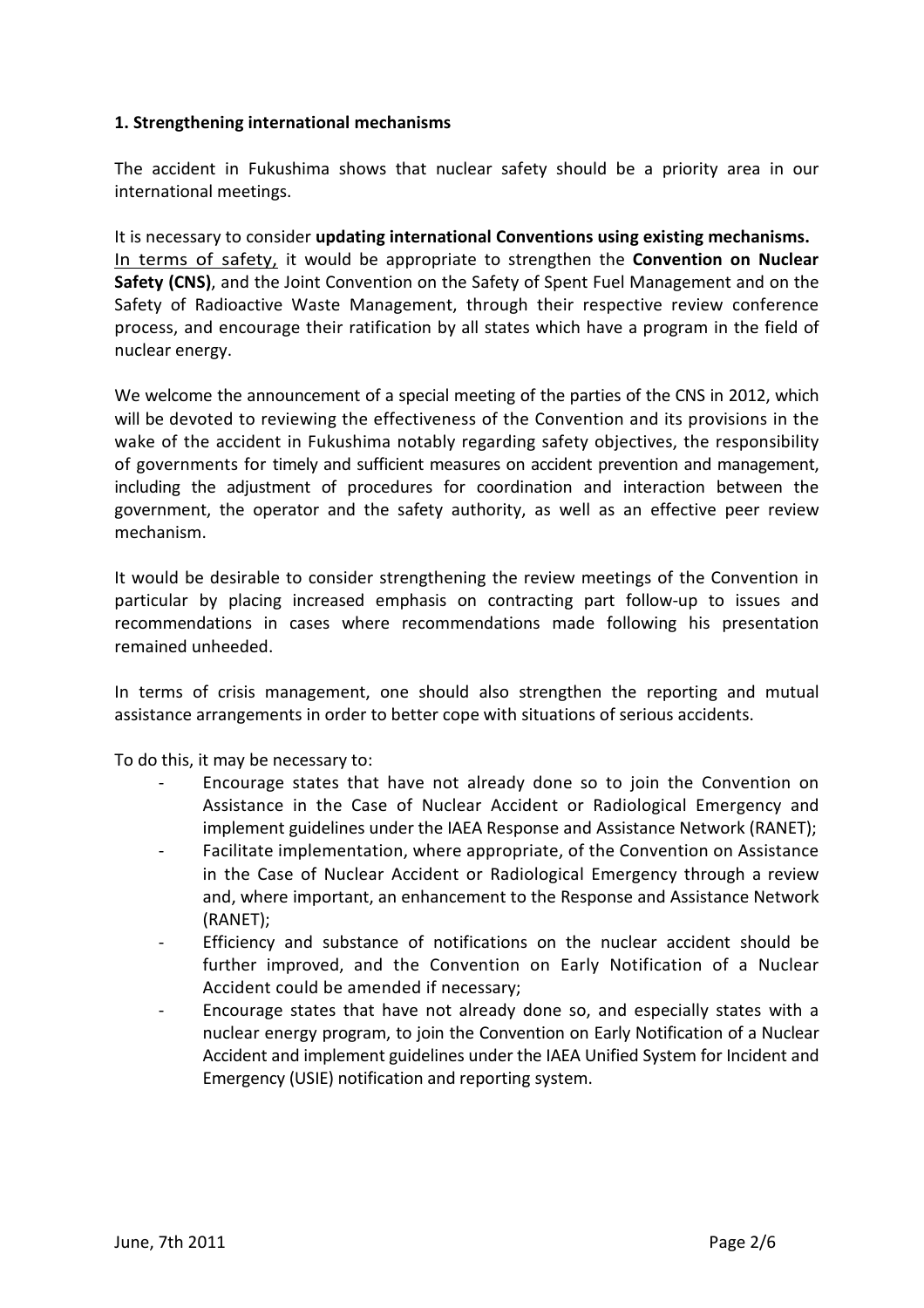**1. Strengthening international mechanisms**

The accident in Fukushima shows that nuclear safety should be a priority area in our international meetings.

It is necessary to consider **updating international Conventions using existing mechanisms.** In terms of safety, it would be appropriate to strengthen the **Convention on Nuclear Safety (CNS)**, and the Joint Convention on the Safety of Spent Fuel Management and on the Safety of Radioactive Waste Management, through their respective review conference process, and encourage their ratification by all states which have a program in the field of nuclear energy.

We welcome the announcement of a special meeting of the parties of the CNS in 2012, which will be devoted to reviewing the effectiveness of the Convention and its provisions in the wake of the accident in Fukushima notably regarding safety objectives, the responsibility of governments for timely and sufficient measures on accident prevention and management, including the adjustment of procedures for coordination and interaction between the government, the operator and the safety authority, as well as an effective peer review mechanism.

It would be desirable to consider strengthening the review meetings of the Convention in particular by placing increased emphasis on contracting part follow-up to issues and recommendations in cases where recommendations made following his presentation remained unheeded.

In terms of crisis management, one should also strengthen the reporting and mutual assistance arrangements in order to better cope with situations of serious accidents.

To do this, it may be necessary to:

- Encourage states that have not already done so to join the Convention on Assistance in the Case of Nuclear Accident or Radiological Emergency and implement guidelines under the IAEA Response and Assistance Network (RANET);
- Facilitate implementation, where appropriate, of the Convention on Assistance in the Case of Nuclear Accident or Radiological Emergency through a review and, where important, an enhancement to the Response and Assistance Network (RANET);
- Efficiency and substance of notifications on the nuclear accident should be further improved, and the Convention on Early Notification of a Nuclear Accident could be amended if necessary;
- Encourage states that have not already done so, and especially states with a nuclear energy program, to join the Convention on Early Notification of a Nuclear Accident and implement guidelines under the IAEA Unified System for Incident and Emergency (USIE) notification and reporting system.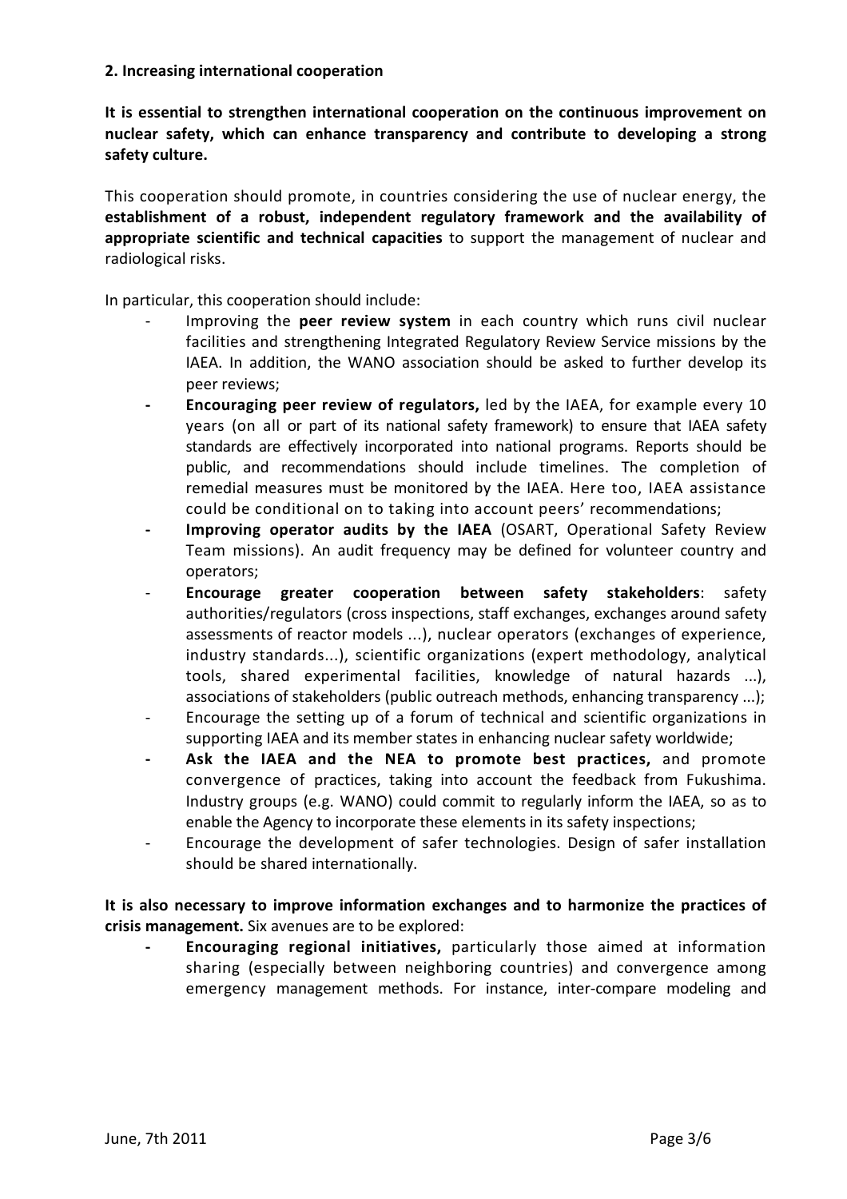**2. Increasing international cooperation**

**It is essential to strengthen international cooperation on the continuous improvement on nuclear safety, which can enhance transparency and contribute to developing a strong safety culture.**

This cooperation should promote, in countries considering the use of nuclear energy, the **establishment of a robust, independent regulatory framework and the availability of appropriate scientific and technical capacities** to support the management of nuclear and radiological risks.

In particular, this cooperation should include:

- Improving the **peer review system** in each country which runs civil nuclear facilities and strengthening Integrated Regulatory Review Service missions by the IAEA. In addition, the WANO association should be asked to further develop its peer reviews;
- **Encouraging peer review of regulators,** led by the IAEA, for example every 10 years (on all or part of its national safety framework) to ensure that IAEA safety standards are effectively incorporated into national programs. Reports should be public, and recommendations should include timelines. The completion of remedial measures must be monitored by the IAEA. Here too, IAEA assistance could be conditional on to taking into account peers' recommendations;
- **Improving operator audits by the IAEA** (OSART, Operational Safety Review Team missions). An audit frequency may be defined for volunteer country and operators;
- **Encourage greater cooperation between safety stakeholders**: safety authorities/regulators (cross inspections, staff exchanges, exchanges around safety assessments of reactor models ...), nuclear operators (exchanges of experience, industry standards...), scientific organizations (expert methodology, analytical tools, shared experimental facilities, knowledge of natural hazards ...), associations of stakeholders (public outreach methods, enhancing transparency ...);
- Encourage the setting up of a forum of technical and scientific organizations in supporting IAEA and its member states in enhancing nuclear safety worldwide;
- **Ask the IAEA and the NEA to promote best practices,** and promote convergence of practices, taking into account the feedback from Fukushima. Industry groups (e.g. WANO) could commit to regularly inform the IAEA, so as to enable the Agency to incorporate these elements in its safety inspections;
- Encourage the development of safer technologies. Design of safer installation should be shared internationally.

**It is also necessary to improve information exchanges and to harmonize the practices of crisis management.** Six avenues are to be explored:

- **Encouraging regional initiatives,** particularly those aimed at information sharing (especially between neighboring countries) and convergence among emergency management methods. For instance, inter-compare modeling and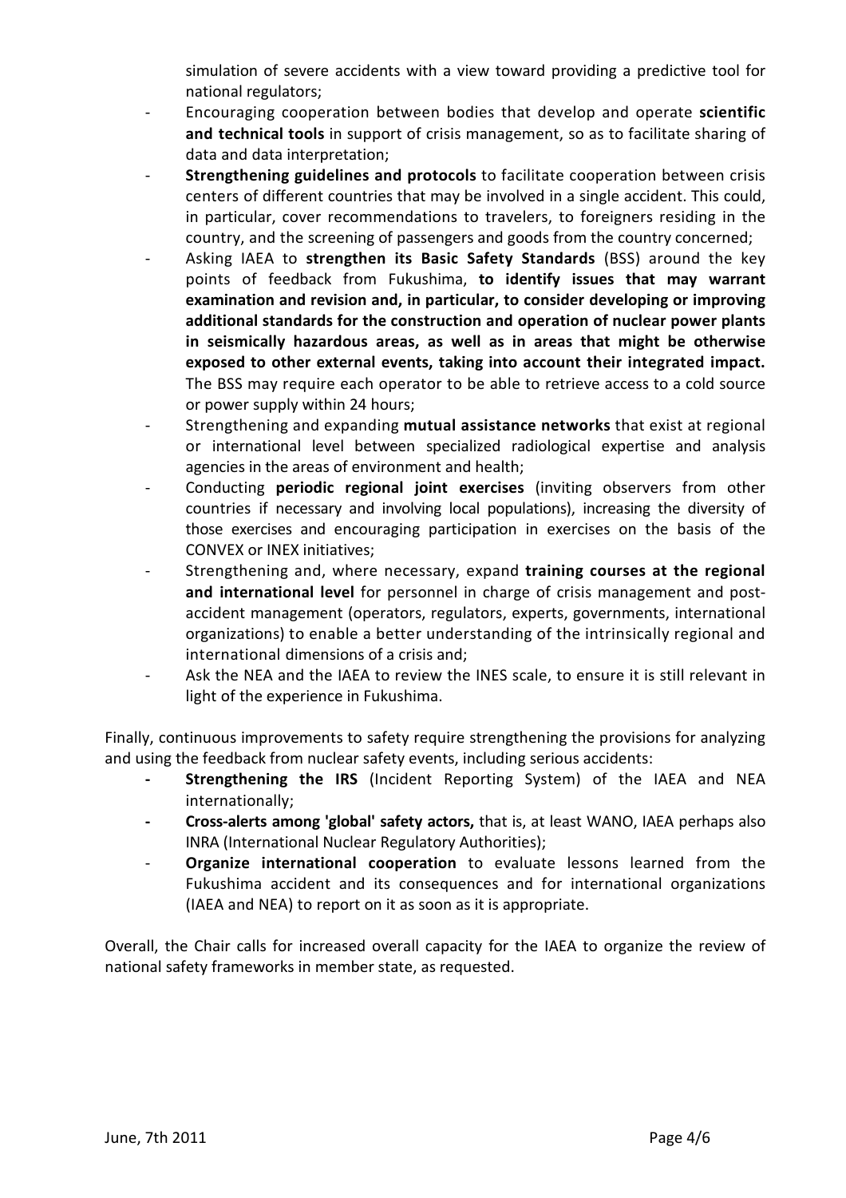simulation of severe accidents with a view toward providing a predictive tool for national regulators;

- Encouraging cooperation between bodies that develop and operate **scientific and technical tools** in support of crisis management, so as to facilitate sharing of data and data interpretation;
- **Strengthening guidelines and protocols** to facilitate cooperation between crisis centers of different countries that may be involved in a single accident. This could, in particular, cover recommendations to travelers, to foreigners residing in the country, and the screening of passengers and goods from the country concerned;
- Asking IAEA to **strengthen its Basic Safety Standards** (BSS) around the key points of feedback from Fukushima, **to identify issues that may warrant examination and revision and, in particular, to consider developing or improving additional standards for the construction and operation of nuclear power plants in seismically hazardous areas, as well as in areas that might be otherwise exposed to other external events, taking into account their integrated impact.** The BSS may require each operator to be able to retrieve access to a cold source or power supply within 24 hours;
- Strengthening and expanding **mutual assistance networks** that exist at regional or international level between specialized radiological expertise and analysis agencies in the areas of environment and health;
- Conducting **periodic regional joint exercises** (inviting observers from other countries if necessary and involving local populations), increasing the diversity of those exercises and encouraging participation in exercises on the basis of the CONVEX or INEX initiatives;
- Strengthening and, where necessary, expand **training courses at the regional and international level** for personnel in charge of crisis management and post-accident management (operators, regulators, experts, governments, international organizations) to enable a better understanding of the intrinsically regional and international dimensions of a crisis and;
- Ask the NEA and the IAEA to review the INES scale, to ensure it is still relevant in light of the experience in Fukushima.

Finally, continuous improvements to safety require strengthening the provisions for analyzing and using the feedback from nuclear safety events, including serious accidents:

- **Strengthening the IRS** (Incident Reporting System) of the IAEA and NEA internationally;
- **Cross-alerts among 'global' safety actors,** that is, at least WANO, IAEA perhaps also INRA (International Nuclear Regulatory Authorities);
- **Organize international cooperation** to evaluate lessons learned from the Fukushima accident and its consequences and for international organizations (IAEA and NEA) to report on it as soon as it is appropriate.

Overall, the Chair calls for increased overall capacity for the IAEA to organize the review of national safety frameworks in member state, as requested.

June, 7th 2011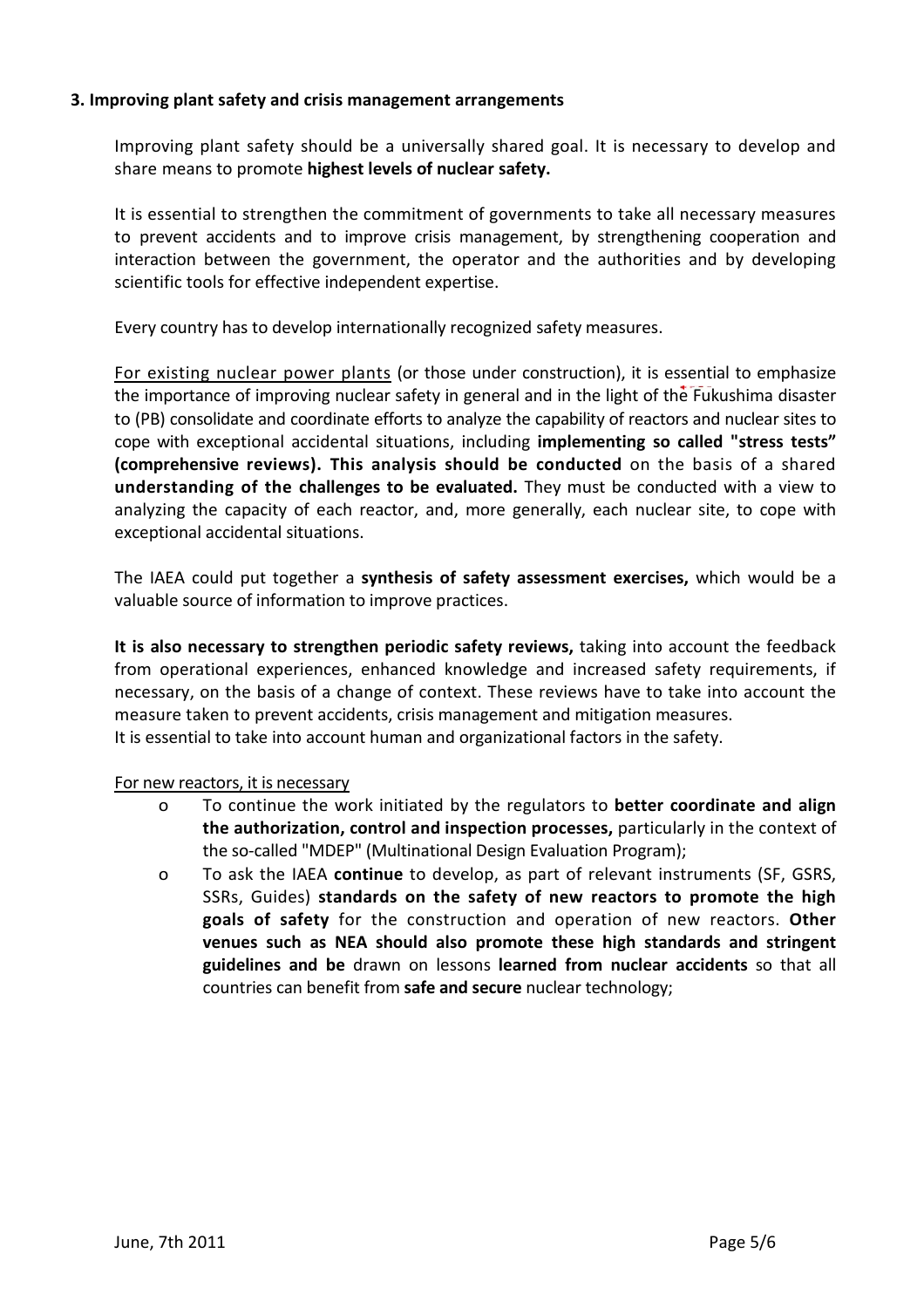### 3. Improving plant safety and crisis management arrangements

Improving plant safety should be a universally shared goal. It is necessary to develop and share means to promote **highest levels of nuclear safety.**

It is essential to strengthen the commitment of governments to take all necessary measures to prevent accidents and to improve crisis management, by strengthening cooperation and interaction between the government, the operator and the authorities and by developing scientific tools for effective independent expertise.

Every country has to develop internationally recognized safety measures.

For existing nuclear power plants (or those under construction), it is essential to emphasize the importance of improving nuclear safety in general and in the light of the Fukushima disaster to (PB) consolidate and coordinate efforts to analyze the capability of reactors and nuclear sites to cope with exceptional accidental situations, including **implementing so called "stress tests" (comprehensive reviews). This analysis should be conducted** on the basis of a shared **understanding of the challenges to be evaluated.** They must be conducted with a view to analyzing the capacity of each reactor, and, more generally, each nuclear site, to cope with exceptional accidental situations.

The IAEA could put together a **synthesis of safety assessment exercises,** which would be a valuable source of information to improve practices.

**It is also necessary to strengthen periodic safety reviews,** taking into account the feedback from operational experiences, enhanced knowledge and increased safety requirements, if necessary, on the basis of a change of context. These reviews have to take into account the measure taken to prevent accidents, crisis management and mitigation measures.
It is essential to take into account human and organizational factors in the safety.

For new reactors, it is necessary

- To continue the work initiated by the regulators to **better coordinate and align the authorization, control and inspection processes,** particularly in the context of the so-called "MDEP" (Multinational Design Evaluation Program);
- To ask the IAEA **continue** to develop, as part of relevant instruments (SF, GSRS, SSRs, Guides) **standards on the safety of new reactors to promote the high goals of safety** for the construction and operation of new reactors. **Other venues such as NEA should also promote these high standards and stringent guidelines and be** drawn on lessons **learned from nuclear accidents** so that all countries can benefit from **safe and secure** nuclear technology;

June, 7th 2011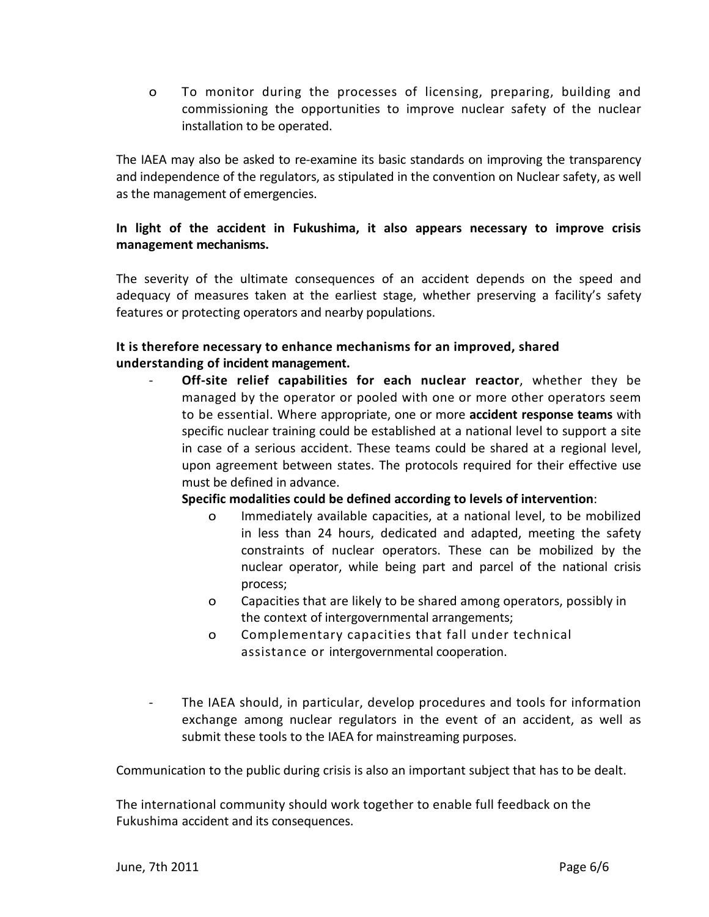- To monitor during the processes of licensing, preparing, building and commissioning the opportunities to improve nuclear safety of the nuclear installation to be operated.

The IAEA may also be asked to re-examine its basic standards on improving the transparency and independence of the regulators, as stipulated in the convention on Nuclear safety, as well as the management of emergencies.

**In light of the accident in Fukushima, it also appears necessary to improve crisis management mechanisms.**

The severity of the ultimate consequences of an accident depends on the speed and adequacy of measures taken at the earliest stage, whether preserving a facility's safety features or protecting operators and nearby populations.

**It is therefore necessary to enhance mechanisms for an improved, shared understanding of incident management.**

- **Off-site relief capabilities for each nuclear reactor**, whether they be managed by the operator or pooled with one or more other operators seem to be essential. Where appropriate, one or more **accident response teams** with specific nuclear training could be established at a national level to support a site in case of a serious accident. These teams could be shared at a regional level, upon agreement between states. The protocols required for their effective use must be defined in advance.

  **Specific modalities could be defined according to levels of intervention**:
  - Immediately available capacities, at a national level, to be mobilized in less than 24 hours, dedicated and adapted, meeting the safety constraints of nuclear operators. These can be mobilized by the nuclear operator, while being part and parcel of the national crisis process;
  - Capacities that are likely to be shared among operators, possibly in the context of intergovernmental arrangements;
  - Complementary capacities that fall under technical assistance or intergovernmental cooperation.

- The IAEA should, in particular, develop procedures and tools for information exchange among nuclear regulators in the event of an accident, as well as submit these tools to the IAEA for mainstreaming purposes.

Communication to the public during crisis is also an important subject that has to be dealt.

The international community should work together to enable full feedback on the Fukushima accident and its consequences.

June, 7th 2011